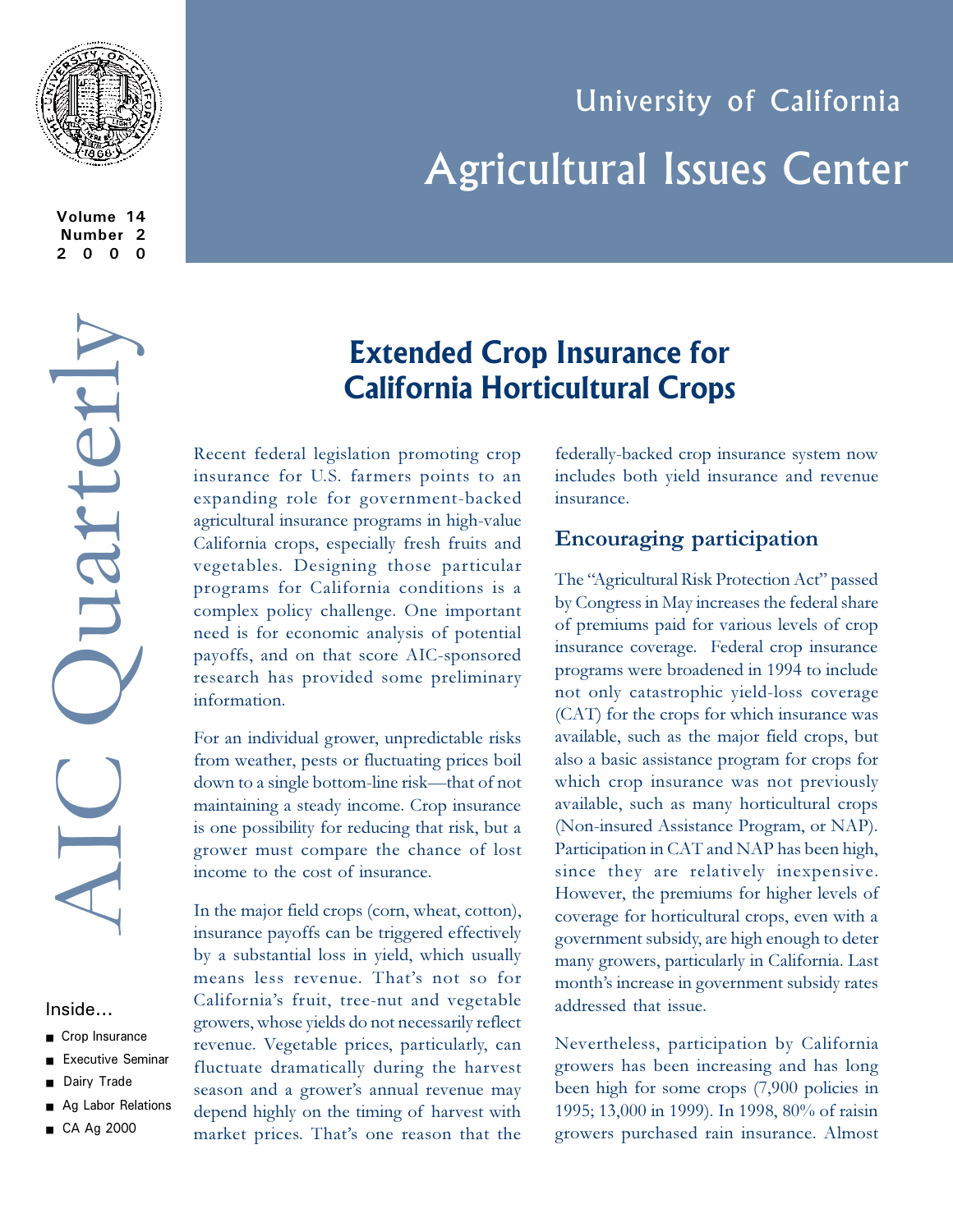# University of California Agricultural Issues Center

**Volume 14**
**Number 2**
**2000**

AIC Quarterly

Inside...

- Crop Insurance
- Executive Seminar
- Dairy Trade
- Ag Labor Relations
- CA Ag 2000

## Extended Crop Insurance for California Horticultural Crops

Recent federal legislation promoting crop insurance for U.S. farmers points to an expanding role for government-backed agricultural insurance programs in high-value California crops, especially fresh fruits and vegetables. Designing those particular programs for California conditions is a complex policy challenge. One important need is for economic analysis of potential payoffs, and on that score AIC-sponsored research has provided some preliminary information.

For an individual grower, unpredictable risks from weather, pests or fluctuating prices boil down to a single bottom-line risk—that of not maintaining a steady income. Crop insurance is one possibility for reducing that risk, but a grower must compare the chance of lost income to the cost of insurance.

In the major field crops (corn, wheat, cotton), insurance payoffs can be triggered effectively by a substantial loss in yield, which usually means less revenue. That's not so for California's fruit, tree-nut and vegetable growers, whose yields do not necessarily reflect revenue. Vegetable prices, particularly, can fluctuate dramatically during the harvest season and a grower's annual revenue may depend highly on the timing of harvest with market prices. That's one reason that the federally-backed crop insurance system now includes both yield insurance and revenue insurance.

### Encouraging participation

The "Agricultural Risk Protection Act" passed by Congress in May increases the federal share of premiums paid for various levels of crop insurance coverage. Federal crop insurance programs were broadened in 1994 to include not only catastrophic yield-loss coverage (CAT) for the crops for which insurance was available, such as the major field crops, but also a basic assistance program for crops for which crop insurance was not previously available, such as many horticultural crops (Non-insured Assistance Program, or NAP). Participation in CAT and NAP has been high, since they are relatively inexpensive. However, the premiums for higher levels of coverage for horticultural crops, even with a government subsidy, are high enough to deter many growers, particularly in California. Last month's increase in government subsidy rates addressed that issue.

Nevertheless, participation by California growers has been increasing and has long been high for some crops (7,900 policies in 1995; 13,000 in 1999). In 1998, 80% of raisin growers purchased rain insurance. Almost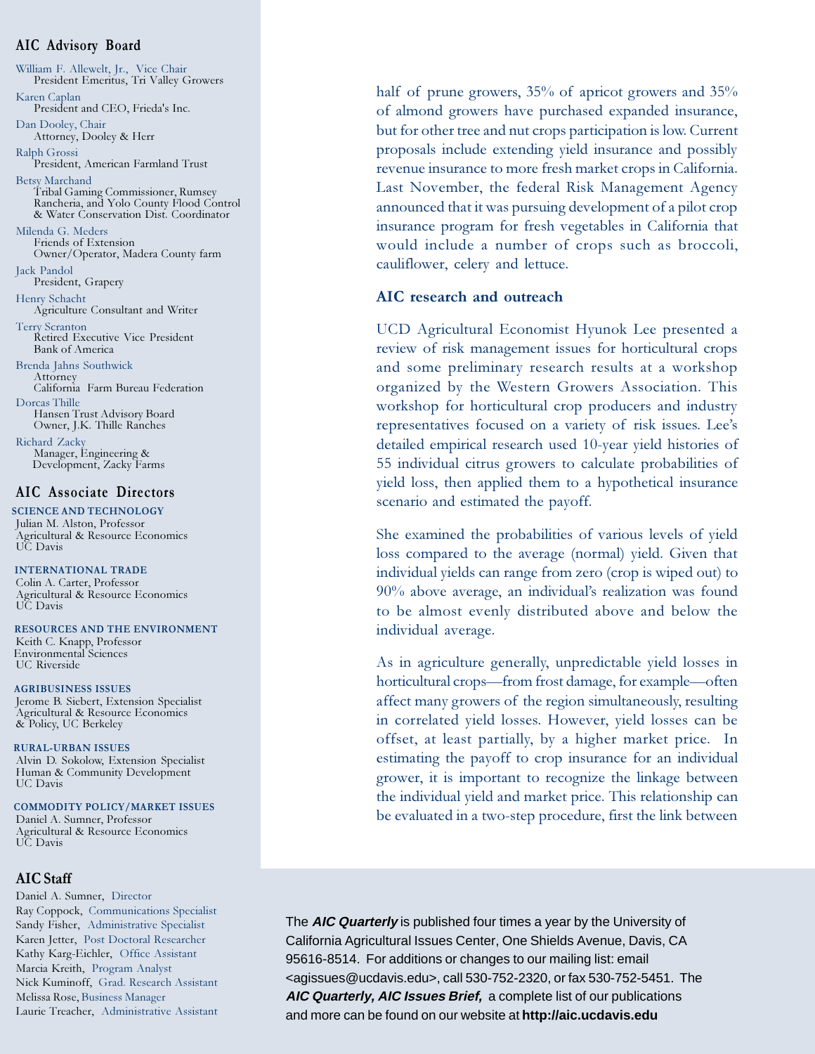## AIC Advisory Board

William F. Allewelt, Jr., Vice Chair
President Emeritus, Tri Valley Growers

Karen Caplan
President and CEO, Frieda's Inc.

Dan Dooley, Chair
Attorney, Dooley & Herr

Ralph Grossi
President, American Farmland Trust

Betsy Marchand
Tribal Gaming Commissioner, Rumsey Rancheria, and Yolo County Flood Control & Water Conservation Dist. Coordinator

Milenda G. Meders
Friends of Extension
Owner/Operator, Madera County farm

Jack Pandol
President, Grapery

Henry Schacht
Agriculture Consultant and Writer

Terry Scranton
Retired Executive Vice President
Bank of America

Brenda Jahns Southwick
Attorney
California Farm Bureau Federation

Dorcas Thille
Hansen Trust Advisory Board
Owner, J.K. Thille Ranches

Richard Zacky
Manager, Engineering & Development, Zacky Farms

## AIC Associate Directors

**SCIENCE AND TECHNOLOGY**
Julian M. Alston, Professor
Agricultural & Resource Economics
UC Davis

**INTERNATIONAL TRADE**
Colin A. Carter, Professor
Agricultural & Resource Economics
UC Davis

**RESOURCES AND THE ENVIRONMENT**
Keith C. Knapp, Professor
Environmental Sciences
UC Riverside

**AGRIBUSINESS ISSUES**
Jerome B. Siebert, Extension Specialist
Agricultural & Resource Economics & Policy, UC Berkeley

**RURAL-URBAN ISSUES**
Alvin D. Sokolow, Extension Specialist
Human & Community Development
UC Davis

**COMMODITY POLICY/MARKET ISSUES**
Daniel A. Sumner, Professor
Agricultural & Resource Economics
UC Davis

## AIC Staff

Daniel A. Sumner, Director
Ray Coppock, Communications Specialist
Sandy Fisher, Administrative Specialist
Karen Jetter, Post Doctoral Researcher
Kathy Karg-Eichler, Office Assistant
Marcia Kreith, Program Analyst
Nick Kuminoff, Grad. Research Assistant
Melissa Rose, Business Manager
Laurie Treacher, Administrative Assistant

half of prune growers, 35% of apricot growers and 35% of almond growers have purchased expanded insurance, but for other tree and nut crops participation is low. Current proposals include extending yield insurance and possibly revenue insurance to more fresh market crops in California. Last November, the federal Risk Management Agency announced that it was pursuing development of a pilot crop insurance program for fresh vegetables in California that would include a number of crops such as broccoli, cauliflower, celery and lettuce.

### AIC research and outreach

UCD Agricultural Economist Hyunok Lee presented a review of risk management issues for horticultural crops and some preliminary research results at a workshop organized by the Western Growers Association. This workshop for horticultural crop producers and industry representatives focused on a variety of risk issues. Lee's detailed empirical research used 10-year yield histories of 55 individual citrus growers to calculate probabilities of yield loss, then applied them to a hypothetical insurance scenario and estimated the payoff.

She examined the probabilities of various levels of yield loss compared to the average (normal) yield. Given that individual yields can range from zero (crop is wiped out) to 90% above average, an individual's realization was found to be almost evenly distributed above and below the individual average.

As in agriculture generally, unpredictable yield losses in horticultural crops—from frost damage, for example—often affect many growers of the region simultaneously, resulting in correlated yield losses. However, yield losses can be offset, at least partially, by a higher market price. In estimating the payoff to crop insurance for an individual grower, it is important to recognize the linkage between the individual yield and market price. This relationship can be evaluated in a two-step procedure, first the link between

The ***AIC Quarterly*** is published four times a year by the University of California Agricultural Issues Center, One Shields Avenue, Davis, CA 95616-8514. For additions or changes to our mailing list: email <agissues@ucdavis.edu>, call 530-752-2320, or fax 530-752-5451. The ***AIC Quarterly, AIC Issues Brief,*** a complete list of our publications and more can be found on our website at **http://aic.ucdavis.edu**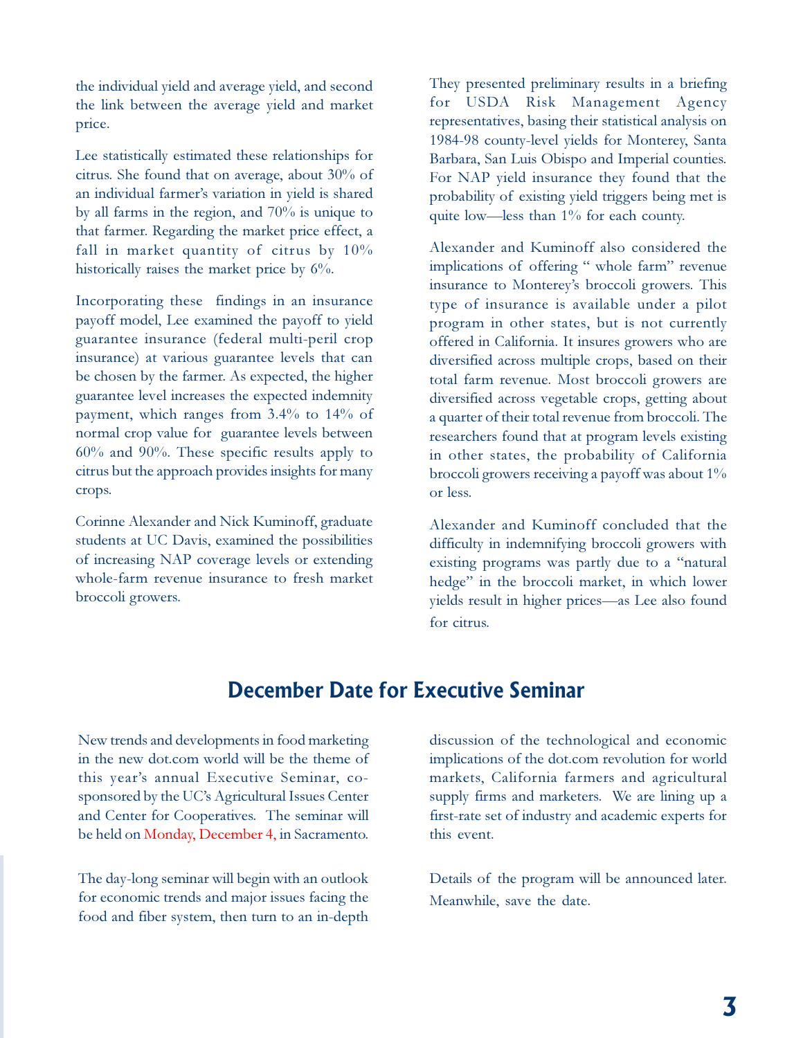the individual yield and average yield, and second the link between the average yield and market price.

Lee statistically estimated these relationships for citrus. She found that on average, about 30% of an individual farmer's variation in yield is shared by all farms in the region, and 70% is unique to that farmer. Regarding the market price effect, a fall in market quantity of citrus by 10% historically raises the market price by 6%.

Incorporating these findings in an insurance payoff model, Lee examined the payoff to yield guarantee insurance (federal multi-peril crop insurance) at various guarantee levels that can be chosen by the farmer. As expected, the higher guarantee level increases the expected indemnity payment, which ranges from 3.4% to 14% of normal crop value for guarantee levels between 60% and 90%. These specific results apply to citrus but the approach provides insights for many crops.

Corinne Alexander and Nick Kuminoff, graduate students at UC Davis, examined the possibilities of increasing NAP coverage levels or extending whole-farm revenue insurance to fresh market broccoli growers.

They presented preliminary results in a briefing for USDA Risk Management Agency representatives, basing their statistical analysis on 1984-98 county-level yields for Monterey, Santa Barbara, San Luis Obispo and Imperial counties. For NAP yield insurance they found that the probability of existing yield triggers being met is quite low—less than 1% for each county.

Alexander and Kuminoff also considered the implications of offering " whole farm" revenue insurance to Monterey's broccoli growers. This type of insurance is available under a pilot program in other states, but is not currently offered in California. It insures growers who are diversified across multiple crops, based on their total farm revenue. Most broccoli growers are diversified across vegetable crops, getting about a quarter of their total revenue from broccoli. The researchers found that at program levels existing in other states, the probability of California broccoli growers receiving a payoff was about 1% or less.

Alexander and Kuminoff concluded that the difficulty in indemnifying broccoli growers with existing programs was partly due to a "natural hedge" in the broccoli market, in which lower yields result in higher prices—as Lee also found for citrus.

## December Date for Executive Seminar

New trends and developments in food marketing in the new dot.com world will be the theme of this year's annual Executive Seminar, co-sponsored by the UC's Agricultural Issues Center and Center for Cooperatives. The seminar will be held on Monday, December 4, in Sacramento.

The day-long seminar will begin with an outlook for economic trends and major issues facing the food and fiber system, then turn to an in-depth discussion of the technological and economic implications of the dot.com revolution for world markets, California farmers and agricultural supply firms and marketers. We are lining up a first-rate set of industry and academic experts for this event.

Details of the program will be announced later. Meanwhile, save the date.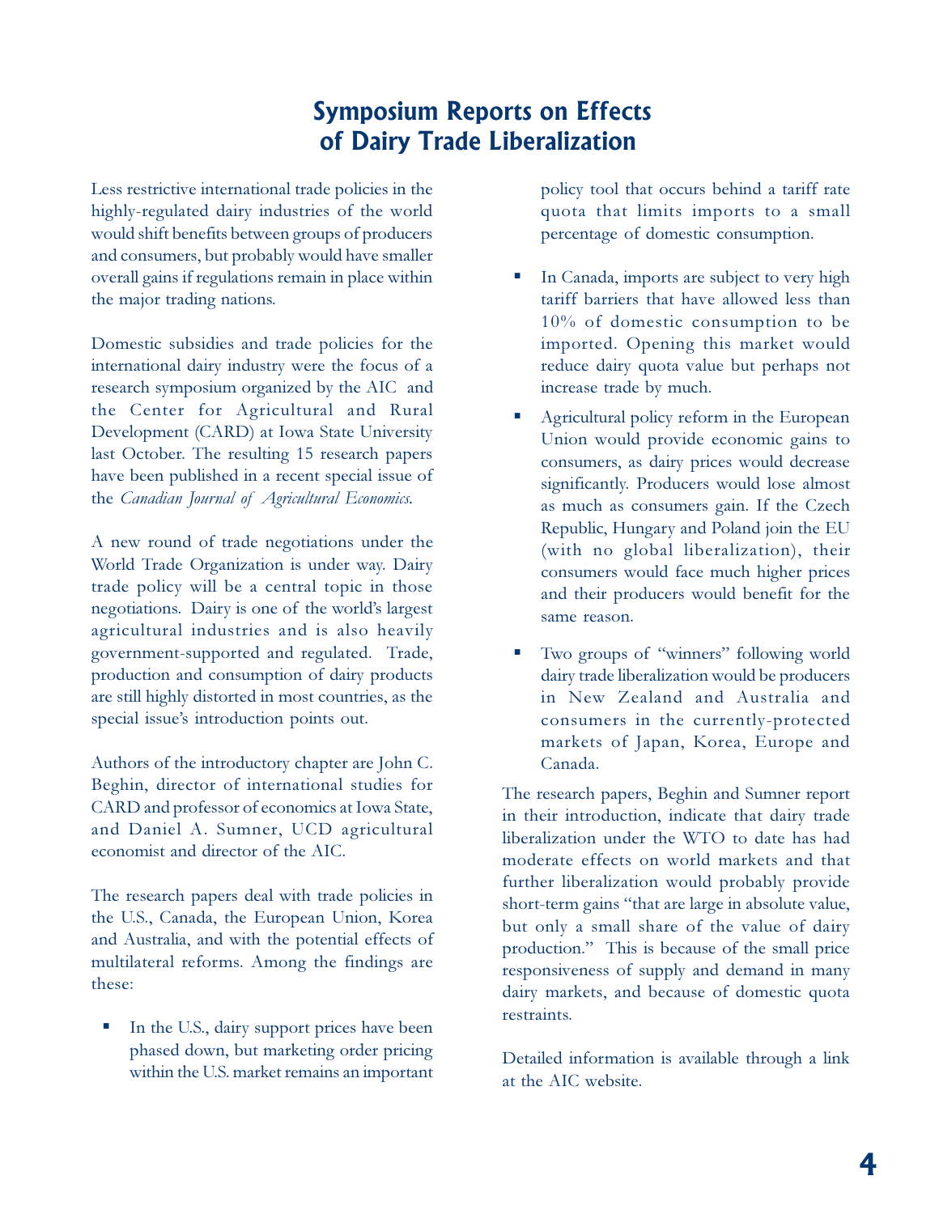# Symposium Reports on Effects of Dairy Trade Liberalization

Less restrictive international trade policies in the highly-regulated dairy industries of the world would shift benefits between groups of producers and consumers, but probably would have smaller overall gains if regulations remain in place within the major trading nations.

Domestic subsidies and trade policies for the international dairy industry were the focus of a research symposium organized by the AIC and the Center for Agricultural and Rural Development (CARD) at Iowa State University last October. The resulting 15 research papers have been published in a recent special issue of the *Canadian Journal of Agricultural Economics*.

A new round of trade negotiations under the World Trade Organization is under way. Dairy trade policy will be a central topic in those negotiations. Dairy is one of the world's largest agricultural industries and is also heavily government-supported and regulated. Trade, production and consumption of dairy products are still highly distorted in most countries, as the special issue's introduction points out.

Authors of the introductory chapter are John C. Beghin, director of international studies for CARD and professor of economics at Iowa State, and Daniel A. Sumner, UCD agricultural economist and director of the AIC.

The research papers deal with trade policies in the U.S., Canada, the European Union, Korea and Australia, and with the potential effects of multilateral reforms. Among the findings are these:

- In the U.S., dairy support prices have been phased down, but marketing order pricing within the U.S. market remains an important policy tool that occurs behind a tariff rate quota that limits imports to a small percentage of domestic consumption.
- In Canada, imports are subject to very high tariff barriers that have allowed less than 10% of domestic consumption to be imported. Opening this market would reduce dairy quota value but perhaps not increase trade by much.
- Agricultural policy reform in the European Union would provide economic gains to consumers, as dairy prices would decrease significantly. Producers would lose almost as much as consumers gain. If the Czech Republic, Hungary and Poland join the EU (with no global liberalization), their consumers would face much higher prices and their producers would benefit for the same reason.
- Two groups of "winners" following world dairy trade liberalization would be producers in New Zealand and Australia and consumers in the currently-protected markets of Japan, Korea, Europe and Canada.

The research papers, Beghin and Sumner report in their introduction, indicate that dairy trade liberalization under the WTO to date has had moderate effects on world markets and that further liberalization would probably provide short-term gains "that are large in absolute value, but only a small share of the value of dairy production." This is because of the small price responsiveness of supply and demand in many dairy markets, and because of domestic quota restraints.

Detailed information is available through a link at the AIC website.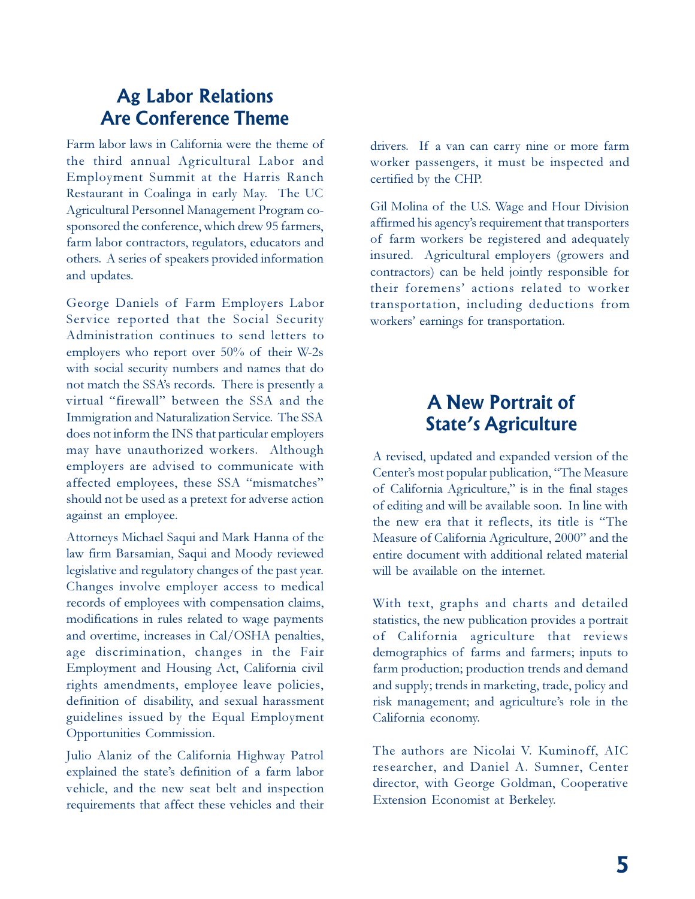## Ag Labor Relations Are Conference Theme

Farm labor laws in California were the theme of the third annual Agricultural Labor and Employment Summit at the Harris Ranch Restaurant in Coalinga in early May. The UC Agricultural Personnel Management Program co-sponsored the conference, which drew 95 farmers, farm labor contractors, regulators, educators and others. A series of speakers provided information and updates.

George Daniels of Farm Employers Labor Service reported that the Social Security Administration continues to send letters to employers who report over 50% of their W-2s with social security numbers and names that do not match the SSA's records. There is presently a virtual "firewall" between the SSA and the Immigration and Naturalization Service. The SSA does not inform the INS that particular employers may have unauthorized workers. Although employers are advised to communicate with affected employees, these SSA "mismatches" should not be used as a pretext for adverse action against an employee.

Attorneys Michael Saqui and Mark Hanna of the law firm Barsamian, Saqui and Moody reviewed legislative and regulatory changes of the past year. Changes involve employer access to medical records of employees with compensation claims, modifications in rules related to wage payments and overtime, increases in Cal/OSHA penalties, age discrimination, changes in the Fair Employment and Housing Act, California civil rights amendments, employee leave policies, definition of disability, and sexual harassment guidelines issued by the Equal Employment Opportunities Commission.

Julio Alaniz of the California Highway Patrol explained the state's definition of a farm labor vehicle, and the new seat belt and inspection requirements that affect these vehicles and their drivers. If a van can carry nine or more farm worker passengers, it must be inspected and certified by the CHP.

Gil Molina of the U.S. Wage and Hour Division affirmed his agency's requirement that transporters of farm workers be registered and adequately insured. Agricultural employers (growers and contractors) can be held jointly responsible for their foremens' actions related to worker transportation, including deductions from workers' earnings for transportation.

## A New Portrait of State's Agriculture

A revised, updated and expanded version of the Center's most popular publication, "The Measure of California Agriculture," is in the final stages of editing and will be available soon. In line with the new era that it reflects, its title is "The Measure of California Agriculture, 2000" and the entire document with additional related material will be available on the internet.

With text, graphs and charts and detailed statistics, the new publication provides a portrait of California agriculture that reviews demographics of farms and farmers; inputs to farm production; production trends and demand and supply; trends in marketing, trade, policy and risk management; and agriculture's role in the California economy.

The authors are Nicolai V. Kuminoff, AIC researcher, and Daniel A. Sumner, Center director, with George Goldman, Cooperative Extension Economist at Berkeley.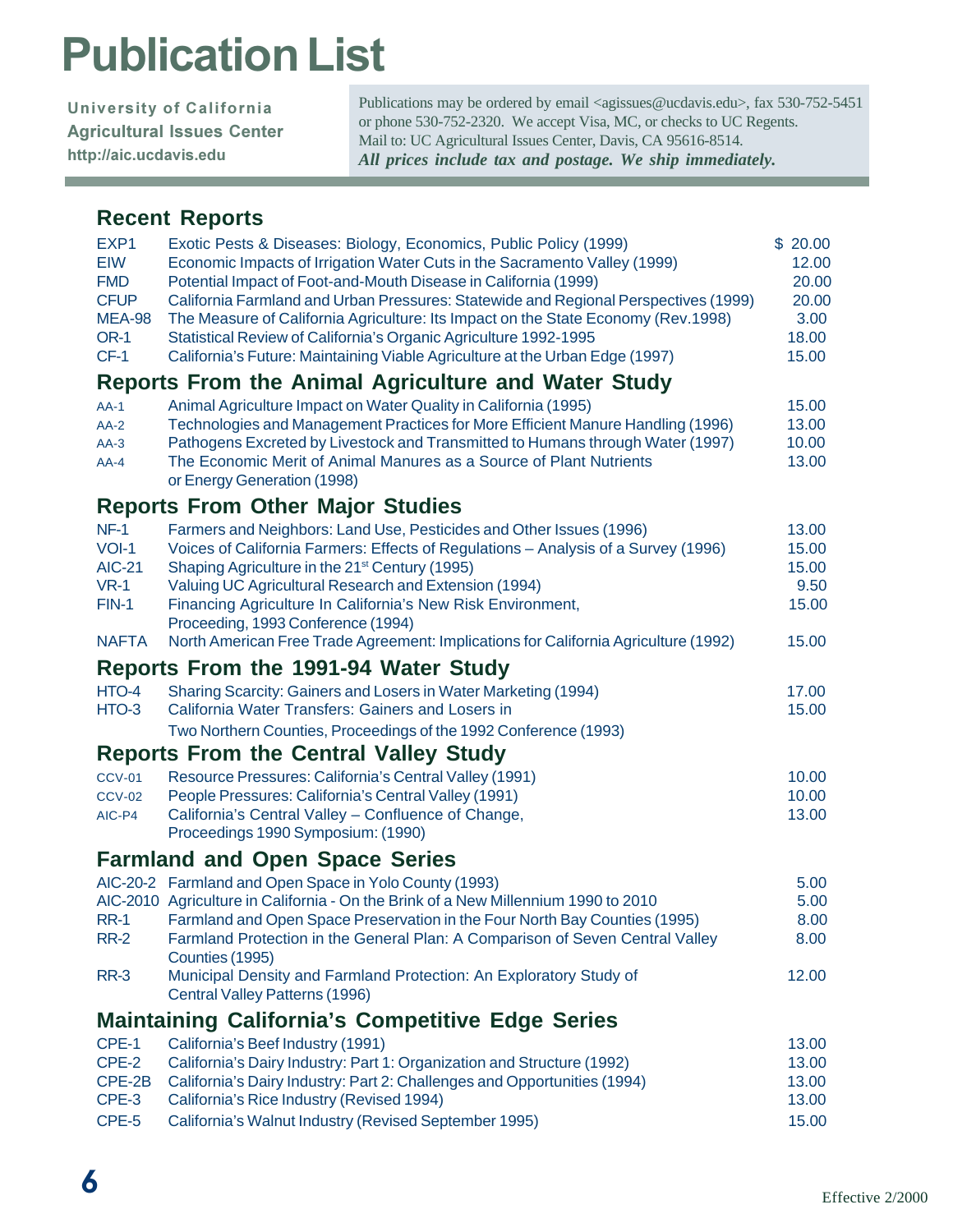# Publication List

**University of California**
**Agricultural Issues Center**
**http://aic.ucdavis.edu**

Publications may be ordered by email <agissues@ucdavis.edu>, fax 530-752-5451 or phone 530-752-2320. We accept Visa, MC, or checks to UC Regents.
Mail to: UC Agricultural Issues Center, Davis, CA 95616-8514.
***All prices include tax and postage. We ship immediately.***

## Recent Reports

| | | |
|---|---|---|
| EXP1 | Exotic Pests & Diseases: Biology, Economics, Public Policy (1999) | $ 20.00 |
| EIW | Economic Impacts of Irrigation Water Cuts in the Sacramento Valley (1999) | 12.00 |
| FMD | Potential Impact of Foot-and-Mouth Disease in California (1999) | 20.00 |
| CFUP | California Farmland and Urban Pressures: Statewide and Regional Perspectives (1999) | 20.00 |
| MEA-98 | The Measure of California Agriculture: Its Impact on the State Economy (Rev.1998) | 3.00 |
| OR-1 | Statistical Review of California's Organic Agriculture 1992-1995 | 18.00 |
| CF-1 | California's Future: Maintaining Viable Agriculture at the Urban Edge (1997) | 15.00 |

## Reports From the Animal Agriculture and Water Study

| | | |
|---|---|---|
| AA-1 | Animal Agriculture Impact on Water Quality in California (1995) | 15.00 |
| AA-2 | Technologies and Management Practices for More Efficient Manure Handling (1996) | 13.00 |
| AA-3 | Pathogens Excreted by Livestock and Transmitted to Humans through Water (1997) | 10.00 |
| AA-4 | The Economic Merit of Animal Manures as a Source of Plant Nutrients or Energy Generation (1998) | 13.00 |

## Reports From Other Major Studies

| | | |
|---|---|---|
| NF-1 | Farmers and Neighbors: Land Use, Pesticides and Other Issues (1996) | 13.00 |
| VOI-1 | Voices of California Farmers: Effects of Regulations – Analysis of a Survey (1996) | 15.00 |
| AIC-21 | Shaping Agriculture in the 21st Century (1995) | 15.00 |
| VR-1 | Valuing UC Agricultural Research and Extension (1994) | 9.50 |
| FIN-1 | Financing Agriculture In California's New Risk Environment, Proceeding, 1993 Conference (1994) | 15.00 |
| NAFTA | North American Free Trade Agreement: Implications for California Agriculture (1992) | 15.00 |

## Reports From the 1991-94 Water Study

| | | |
|---|---|---|
| HTO-4 | Sharing Scarcity: Gainers and Losers in Water Marketing (1994) | 17.00 |
| HTO-3 | California Water Transfers: Gainers and Losers in Two Northern Counties, Proceedings of the 1992 Conference (1993) | 15.00 |

## Reports From the Central Valley Study

| | | |
|---|---|---|
| CCV-01 | Resource Pressures: California's Central Valley (1991) | 10.00 |
| CCV-02 | People Pressures: California's Central Valley (1991) | 10.00 |
| AIC-P4 | California's Central Valley – Confluence of Change, Proceedings 1990 Symposium: (1990) | 13.00 |

## Farmland and Open Space Series

| | | |
|---|---|---|
| AIC-20-2 | Farmland and Open Space in Yolo County (1993) | 5.00 |
| AIC-2010 | Agriculture in California - On the Brink of a New Millennium 1990 to 2010 | 5.00 |
| RR-1 | Farmland and Open Space Preservation in the Four North Bay Counties (1995) | 8.00 |
| RR-2 | Farmland Protection in the General Plan: A Comparison of Seven Central Valley Counties (1995) | 8.00 |
| RR-3 | Municipal Density and Farmland Protection: An Exploratory Study of Central Valley Patterns (1996) | 12.00 |

## Maintaining California's Competitive Edge Series

| | | |
|---|---|---|
| CPE-1 | California's Beef Industry (1991) | 13.00 |
| CPE-2 | California's Dairy Industry: Part 1: Organization and Structure (1992) | 13.00 |
| CPE-2B | California's Dairy Industry: Part 2: Challenges and Opportunities (1994) | 13.00 |
| CPE-3 | California's Rice Industry (Revised 1994) | 13.00 |
| CPE-5 | California's Walnut Industry (Revised September 1995) | 15.00 |

Effective 2/2000